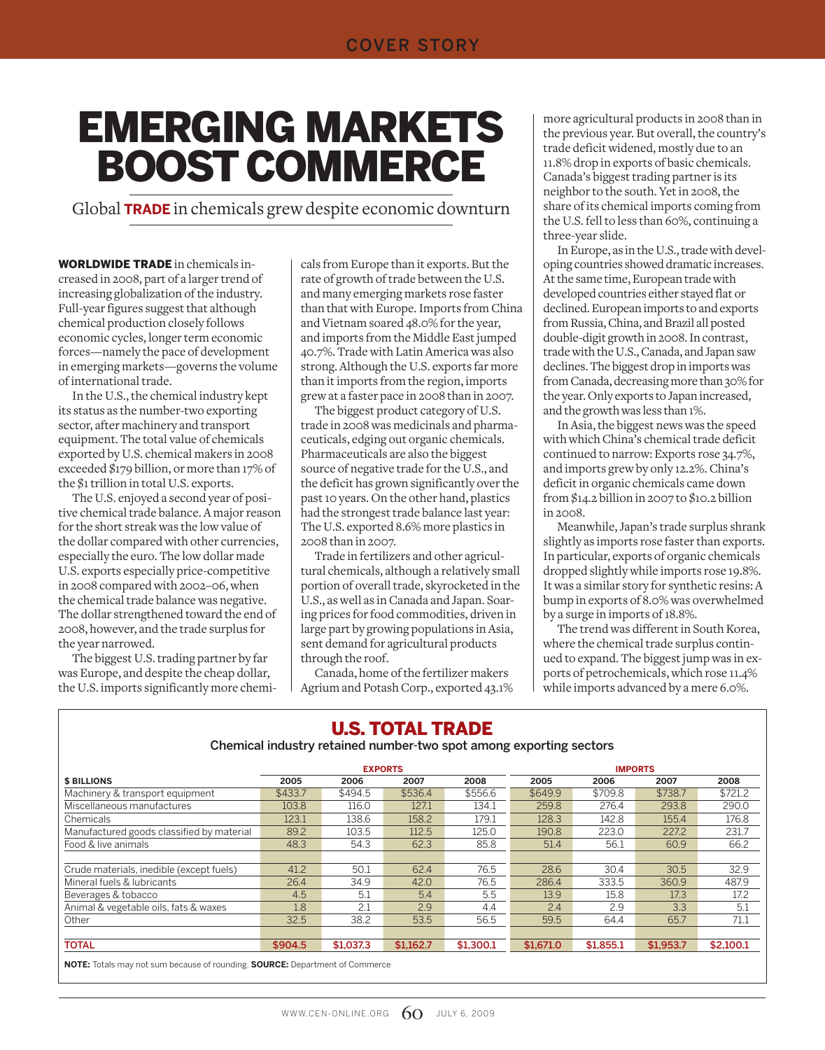COVER STORY

# EMERGING MARKETS BOOST COMMERCE

Global **TRADE** in chemicals grew despite economic downturn

**WORLDWIDE TRADE** in chemicals increased in 2008, part of a larger trend of increasing globalization of the industry. Full-year figures suggest that although chemical production closely follows economic cycles, longer term economic forces—namely the pace of development in emerging markets—governs the volume of international trade.

In the U.S., the chemical industry kept its status as the number-two exporting sector, after machinery and transport equipment. The total value of chemicals exported by U.S. chemical makers in 2008 exceeded $179 billion, or more than 17% of the $1 trillion in total U.S. exports.

The U.S. enjoyed a second year of positive chemical trade balance. A major reason for the short streak was the low value of the dollar compared with other currencies, especially the euro. The low dollar made U.S. exports especially price-competitive in 2008 compared with 2002–06, when the chemical trade balance was negative. The dollar strengthened toward the end of 2008, however, and the trade surplus for the year narrowed.

The biggest U.S. trading partner by far was Europe, and despite the cheap dollar, the U.S. imports significantly more chemicals from Europe than it exports. But the rate of growth of trade between the U.S. and many emerging markets rose faster than that with Europe. Imports from China and Vietnam soared 48.0% for the year, and imports from the Middle East jumped 40.7%. Trade with Latin America was also strong. Although the U.S. exports far more than it imports from the region, imports grew at a faster pace in 2008 than in 2007.

The biggest product category of U.S. trade in 2008 was medicinals and pharmaceuticals, edging out organic chemicals. Pharmaceuticals are also the biggest source of negative trade for the U.S., and the deficit has grown significantly over the past 10 years. On the other hand, plastics had the strongest trade balance last year: The U.S. exported 8.6% more plastics in 2008 than in 2007.

Trade in fertilizers and other agricultural chemicals, although a relatively small portion of overall trade, skyrocketed in the U.S., as well as in Canada and Japan. Soaring prices for food commodities, driven in large part by growing populations in Asia, sent demand for agricultural products through the roof.

Canada, home of the fertilizer makers Agrium and Potash Corp., exported 43.1% more agricultural products in 2008 than in the previous year. But overall, the country's trade deficit widened, mostly due to an 11.8% drop in exports of basic chemicals. Canada's biggest trading partner is its neighbor to the south. Yet in 2008, the share of its chemical imports coming from the U.S. fell to less than 60%, continuing a three-year slide.

In Europe, as in the U.S., trade with developing countries showed dramatic increases. At the same time, European trade with developed countries either stayed flat or declined. European imports to and exports from Russia, China, and Brazil all posted double-digit growth in 2008. In contrast, trade with the U.S., Canada, and Japan saw declines. The biggest drop in imports was from Canada, decreasing more than 30% for the year. Only exports to Japan increased, and the growth was less than 1%.

In Asia, the biggest news was the speed with which China's chemical trade deficit continued to narrow: Exports rose 34.7%, and imports grew by only 12.2%. China's deficit in organic chemicals came down from $14.2 billion in 2007 to $10.2 billion in 2008.

Meanwhile, Japan's trade surplus shrank slightly as imports rose faster than exports. In particular, exports of organic chemicals dropped slightly while imports rose 19.8%. It was a similar story for synthetic resins: A bump in exports of 8.0% was overwhelmed by a surge in imports of 18.8%.

The trend was different in South Korea, where the chemical trade surplus continued to expand. The biggest jump was in exports of petrochemicals, which rose 11.4% while imports advanced by a mere 6.0%.

## U.S. TOTAL TRADE

Chemical industry retained number-two spot among exporting sectors

| $ BILLIONS | EXPORTS | | | | IMPORTS | | | |
|---|---|---|---|---|---|---|---|---|
| | 2005 | 2006 | 2007 | 2008 | 2005 | 2006 | 2007 | 2008 |
| Machinery & transport equipment | $433.7 | $494.5 | $536.4 | $556.6 | $649.9 | $709.8 | $738.7 | $721.2 |
| Miscellaneous manufactures | 103.8 | 116.0 | 127.1 | 134.1 | 259.8 | 276.4 | 293.8 | 290.0 |
| Chemicals | 123.1 | 138.6 | 158.2 | 179.1 | 128.3 | 142.8 | 155.4 | 176.8 |
| Manufactured goods classified by material | 89.2 | 103.5 | 112.5 | 125.0 | 190.8 | 223.0 | 227.2 | 231.7 |
| Food & live animals | 48.3 | 54.3 | 62.3 | 85.8 | 51.4 | 56.1 | 60.9 | 66.2 |
| Crude materials, inedible (except fuels) | 41.2 | 50.1 | 62.4 | 76.5 | 28.6 | 30.4 | 30.5 | 32.9 |
| Mineral fuels & lubricants | 26.4 | 34.9 | 42.0 | 76.5 | 286.4 | 333.5 | 360.9 | 487.9 |
| Beverages & tobacco | 4.5 | 5.1 | 5.4 | 5.5 | 13.9 | 15.8 | 17.3 | 17.2 |
| Animal & vegetable oils, fats & waxes | 1.8 | 2.1 | 2.9 | 4.4 | 2.4 | 2.9 | 3.3 | 5.1 |
| Other | 32.5 | 38.2 | 53.5 | 56.5 | 59.5 | 64.4 | 65.7 | 71.1 |
| **TOTAL** | **$904.5** | **$1,037.3** | **$1,162.7** | **$1,300.1** | **$1,671.0** | **$1,855.1** | **$1,953.7** | **$2,100.1** |

**NOTE:** Totals may not sum because of rounding. **SOURCE:** Department of Commerce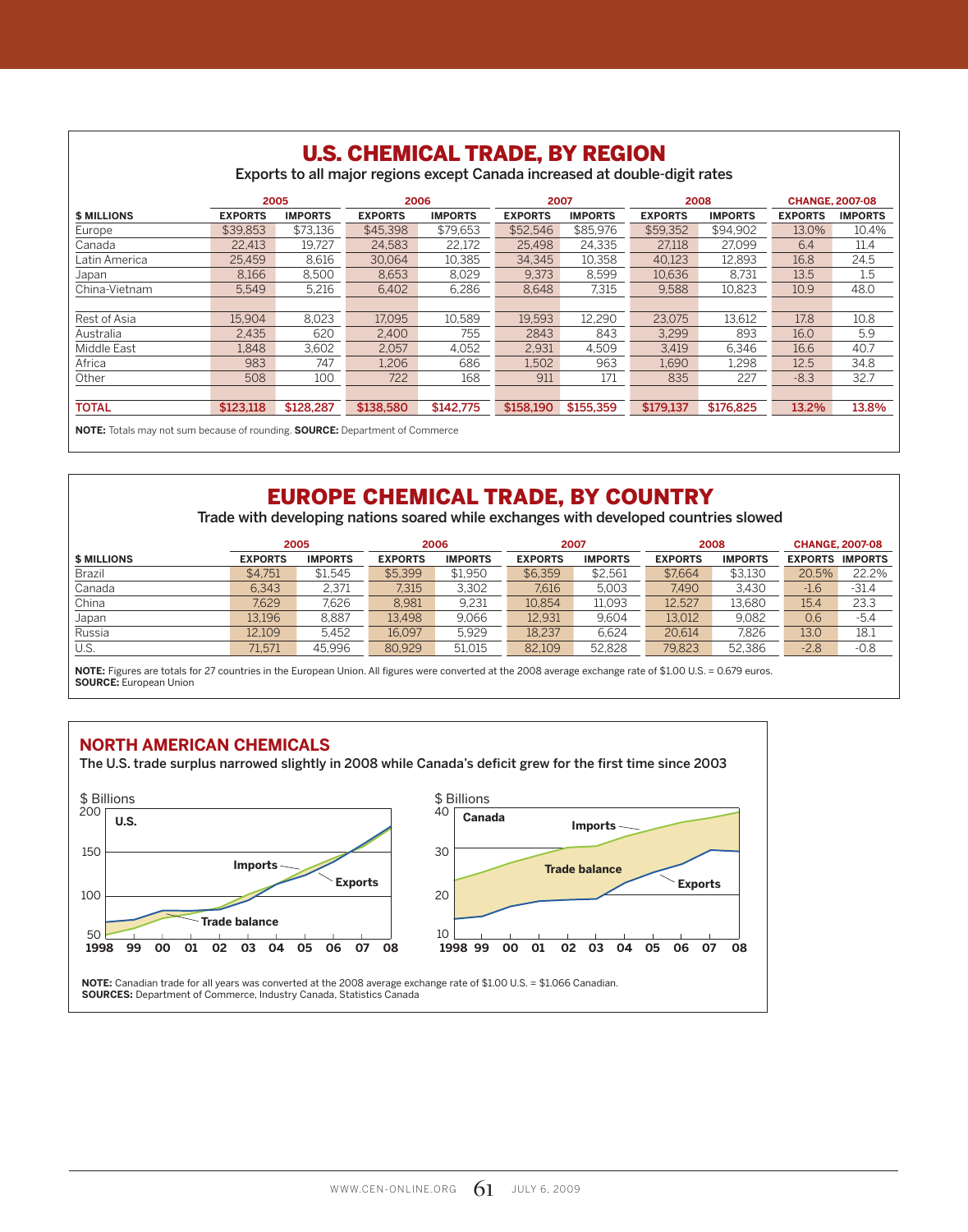## U.S. CHEMICAL TRADE, BY REGION

Exports to all major regions except Canada increased at double-digit rates

| $ MILLIONS | 2005 | | 2006 | | 2007 | | 2008 | | CHANGE, 2007-08 | |
|---|---|---|---|---|---|---|---|---|---|---|
| | EXPORTS | IMPORTS | EXPORTS | IMPORTS | EXPORTS | IMPORTS | EXPORTS | IMPORTS | EXPORTS | IMPORTS |
| Europe | $39,853 | $73,136 | $45,398 | $79,653 | $52,546 | $85,976 | $59,352 | $94,902 | 13.0% | 10.4% |
| Canada | 22,413 | 19,727 | 24,583 | 22,172 | 25,498 | 24,335 | 27,118 | 27,099 | 6.4 | 11.4 |
| Latin America | 25,459 | 8,616 | 30,064 | 10,385 | 34,345 | 10,358 | 40,123 | 12,893 | 16.8 | 24.5 |
| Japan | 8,166 | 8,500 | 8,653 | 8,029 | 9,373 | 8,599 | 10,636 | 8,731 | 13.5 | 1.5 |
| China-Vietnam | 5,549 | 5,216 | 6,402 | 6,286 | 8,648 | 7,315 | 9,588 | 10,823 | 10.9 | 48.0 |
| Rest of Asia | 15,904 | 8,023 | 17,095 | 10,589 | 19,593 | 12,290 | 23,075 | 13,612 | 17.8 | 10.8 |
| Australia | 2,435 | 620 | 2,400 | 755 | 2843 | 843 | 3,299 | 893 | 16.0 | 5.9 |
| Middle East | 1,848 | 3,602 | 2,057 | 4,052 | 2,931 | 4,509 | 3,419 | 6,346 | 16.6 | 40.7 |
| Africa | 983 | 747 | 1,206 | 686 | 1,502 | 963 | 1,690 | 1,298 | 12.5 | 34.8 |
| Other | 508 | 100 | 722 | 168 | 911 | 171 | 835 | 227 | -8.3 | 32.7 |
| **TOTAL** | **$123,118** | **$128,287** | **$138,580** | **$142,775** | **$158,190** | **$155,359** | **$179,137** | **$176,825** | **13.2%** | **13.8%** |

**NOTE:** Totals may not sum because of rounding. **SOURCE:** Department of Commerce

## EUROPE CHEMICAL TRADE, BY COUNTRY

Trade with developing nations soared while exchanges with developed countries slowed

| $ MILLIONS | 2005 | | 2006 | | 2007 | | 2008 | | CHANGE, 2007-08 | |
|---|---|---|---|---|---|---|---|---|---|---|
| | EXPORTS | IMPORTS | EXPORTS | IMPORTS | EXPORTS | IMPORTS | EXPORTS | IMPORTS | EXPORTS | IMPORTS |
| Brazil | $4,751 | $1,545 | $5,399 | $1,950 | $6,359 | $2,561 | $7,664 | $3,130 | 20.5% | 22.2% |
| Canada | 6,343 | 2,371 | 7,315 | 3,302 | 7,616 | 5,003 | 7,490 | 3,430 | -1.6 | -31.4 |
| China | 7,629 | 7,626 | 8,981 | 9,231 | 10,854 | 11,093 | 12,527 | 13,680 | 15.4 | 23.3 |
| Japan | 13,196 | 8,887 | 13,498 | 9,066 | 12,931 | 9,604 | 13,012 | 9,082 | 0.6 | -5.4 |
| Russia | 12,109 | 5,452 | 16,097 | 5,929 | 18,237 | 6,624 | 20,614 | 7,826 | 13.0 | 18.1 |
| U.S. | 71,571 | 45,996 | 80,929 | 51,015 | 82,109 | 52,828 | 79,823 | 52,386 | -2.8 | -0.8 |

**NOTE:** Figures are totals for 27 countries in the European Union. All figures were converted at the 2008 average exchange rate of $1.00 U.S. = 0.679 euros.
**SOURCE:** European Union

## NORTH AMERICAN CHEMICALS

The U.S. trade surplus narrowed slightly in 2008 while Canada's deficit grew for the first time since 2003

**NOTE:** Canadian trade for all years was converted at the 2008 average exchange rate of $1.00 U.S. = $1.066 Canadian.
**SOURCES:** Department of Commerce, Industry Canada, Statistics Canada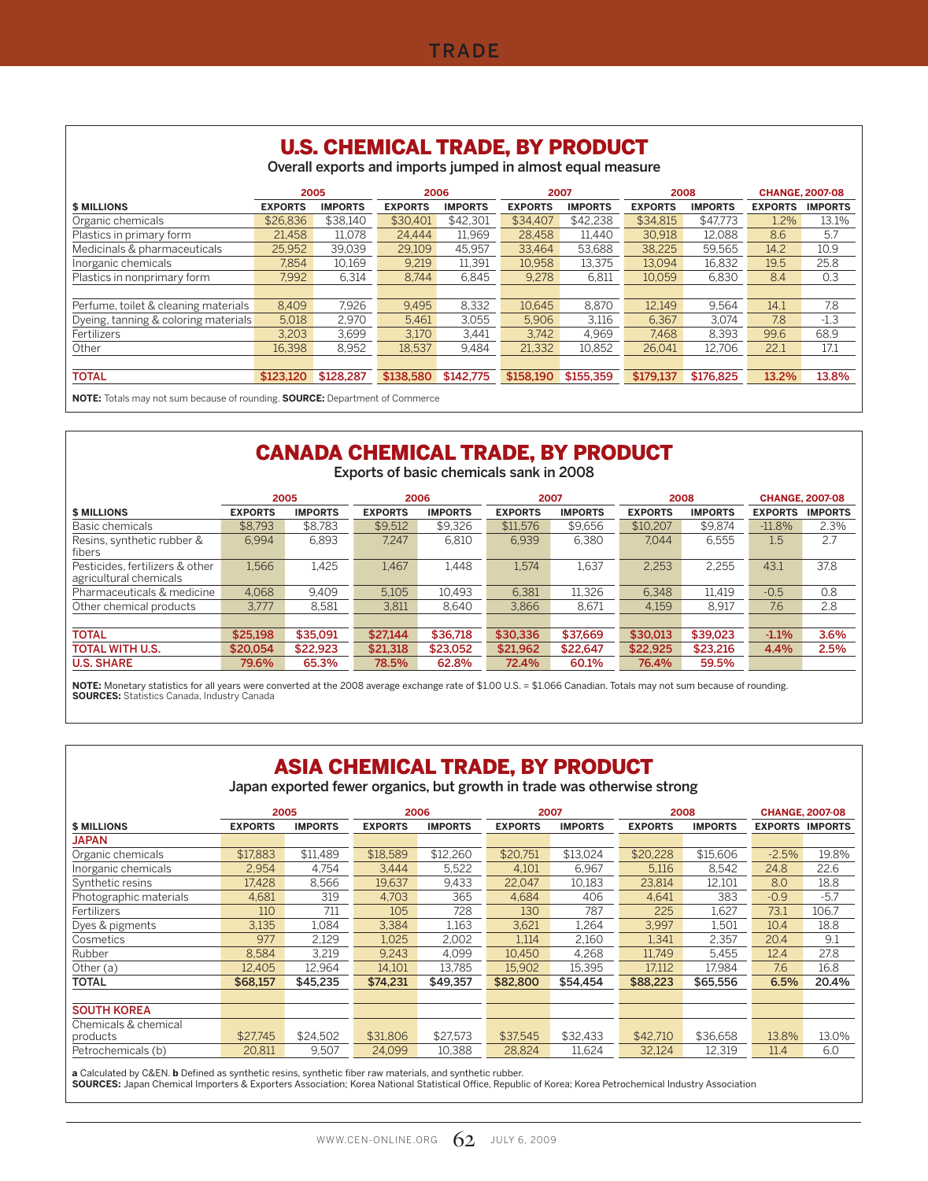## U.S. CHEMICAL TRADE, BY PRODUCT

Overall exports and imports jumped in almost equal measure

| $ MILLIONS | 2005 | | 2006 | | 2007 | | 2008 | | CHANGE, 2007-08 | |
|---|---|---|---|---|---|---|---|---|---|---|
| | EXPORTS | IMPORTS | EXPORTS | IMPORTS | EXPORTS | IMPORTS | EXPORTS | IMPORTS | EXPORTS | IMPORTS |
| Organic chemicals | $26,836 | $38,140 | $30,401 | $42,301 | $34,407 | $42,238 | $34,815 | $47,773 | 1.2% | 13.1% |
| Plastics in primary form | 21,458 | 11,078 | 24,444 | 11,969 | 28,458 | 11,440 | 30,918 | 12,088 | 8.6 | 5.7 |
| Medicinals & pharmaceuticals | 25,952 | 39,039 | 29,109 | 45,957 | 33,464 | 53,688 | 38,225 | 59,565 | 14.2 | 10.9 |
| Inorganic chemicals | 7,854 | 10,169 | 9,219 | 11,391 | 10,958 | 13,375 | 13,094 | 16,832 | 19.5 | 25.8 |
| Plastics in nonprimary form | 7,992 | 6,314 | 8,744 | 6,845 | 9,278 | 6,811 | 10,059 | 6,830 | 8.4 | 0.3 |
| Perfume, toilet & cleaning materials | 8,409 | 7,926 | 9,495 | 8,332 | 10,645 | 8,870 | 12,149 | 9,564 | 14.1 | 7.8 |
| Dyeing, tanning & coloring materials | 5,018 | 2,970 | 5,461 | 3,055 | 5,906 | 3,116 | 6,367 | 3,074 | 7.8 | -1.3 |
| Fertilizers | 3,203 | 3,699 | 3,170 | 3,441 | 3,742 | 4,969 | 7,468 | 8,393 | 99.6 | 68.9 |
| Other | 16,398 | 8,952 | 18,537 | 9,484 | 21,332 | 10,852 | 26,041 | 12,706 | 22.1 | 17.1 |
| **TOTAL** | **$123,120** | **$128,287** | **$138,580** | **$142,775** | **$158,190** | **$155,359** | **$179,137** | **$176,825** | **13.2%** | **13.8%** |

**NOTE:** Totals may not sum because of rounding. **SOURCE:** Department of Commerce

## CANADA CHEMICAL TRADE, BY PRODUCT

Exports of basic chemicals sank in 2008

| $ MILLIONS | 2005 | | 2006 | | 2007 | | 2008 | | CHANGE, 2007-08 | |
|---|---|---|---|---|---|---|---|---|---|---|
| | EXPORTS | IMPORTS | EXPORTS | IMPORTS | EXPORTS | IMPORTS | EXPORTS | IMPORTS | EXPORTS | IMPORTS |
| Basic chemicals | $8,793 | $8,783 | $9,512 | $9,326 | $11,576 | $9,656 | $10,207 | $9,874 | -11.8% | 2.3% |
| Resins, synthetic rubber & fibers | 6,994 | 6,893 | 7,247 | 6,810 | 6,939 | 6,380 | 7,044 | 6,555 | 1.5 | 2.7 |
| Pesticides, fertilizers & other agricultural chemicals | 1,566 | 1,425 | 1,467 | 1,448 | 1,574 | 1,637 | 2,253 | 2,255 | 43.1 | 37.8 |
| Pharmaceuticals & medicine | 4,068 | 9,409 | 5,105 | 10,493 | 6,381 | 11,326 | 6,348 | 11,419 | -0.5 | 0.8 |
| Other chemical products | 3,777 | 8,581 | 3,811 | 8,640 | 3,866 | 8,671 | 4,159 | 8,917 | 7.6 | 2.8 |
| **TOTAL** | **$25,198** | **$35,091** | **$27,144** | **$36,718** | **$30,336** | **$37,669** | **$30,013** | **$39,023** | **-1.1%** | **3.6%** |
| **TOTAL WITH U.S.** | **$20,054** | **$22,923** | **$21,318** | **$23,052** | **$21,962** | **$22,647** | **$22,925** | **$23,216** | **4.4%** | **2.5%** |
| **U.S. SHARE** | **79.6%** | **65.3%** | **78.5%** | **62.8%** | **72.4%** | **60.1%** | **76.4%** | **59.5%** | | |

**NOTE:** Monetary statistics for all years were converted at the 2008 average exchange rate of $1.00 U.S. = $1.066 Canadian. Totals may not sum because of rounding.
**SOURCES:** Statistics Canada, Industry Canada

## ASIA CHEMICAL TRADE, BY PRODUCT

Japan exported fewer organics, but growth in trade was otherwise strong

| $ MILLIONS | 2005 | | 2006 | | 2007 | | 2008 | | CHANGE, 2007-08 | |
|---|---|---|---|---|---|---|---|---|---|---|
| | EXPORTS | IMPORTS | EXPORTS | IMPORTS | EXPORTS | IMPORTS | EXPORTS | IMPORTS | EXPORTS | IMPORTS |
| **JAPAN** | | | | | | | | | | |
| Organic chemicals | $17,883 | $11,489 | $18,589 | $12,260 | $20,751 | $13,024 | $20,228 | $15,606 | -2.5% | 19.8% |
| Inorganic chemicals | 2,954 | 4,754 | 3,444 | 5,522 | 4,101 | 6,967 | 5,116 | 8,542 | 24.8 | 22.6 |
| Synthetic resins | 17,428 | 8,566 | 19,637 | 9,433 | 22,047 | 10,183 | 23,814 | 12,101 | 8.0 | 18.8 |
| Photographic materials | 4,681 | 319 | 4,703 | 365 | 4,684 | 406 | 4,641 | 383 | -0.9 | -5.7 |
| Fertilizers | 110 | 711 | 105 | 728 | 130 | 787 | 225 | 1,627 | 73.1 | 106.7 |
| Dyes & pigments | 3,135 | 1,084 | 3,384 | 1,163 | 3,621 | 1,264 | 3,997 | 1,501 | 10.4 | 18.8 |
| Cosmetics | 977 | 2,129 | 1,025 | 2,002 | 1,114 | 2,160 | 1,341 | 2,357 | 20.4 | 9.1 |
| Rubber | 8,584 | 3,219 | 9,243 | 4,099 | 10,450 | 4,268 | 11,749 | 5,455 | 12.4 | 27.8 |
| Other (a) | 12,405 | 12,964 | 14,101 | 13,785 | 15,902 | 15,395 | 17,112 | 17,984 | 7.6 | 16.8 |
| **TOTAL** | **$68,157** | **$45,235** | **$74,231** | **$49,357** | **$82,800** | **$54,454** | **$88,223** | **$65,556** | **6.5%** | **20.4%** |
| **SOUTH KOREA** | | | | | | | | | | |
| Chemicals & chemical products | $27,745 | $24,502 | $31,806 | $27,573 | $37,545 | $32,433 | $42,710 | $36,658 | 13.8% | 13.0% |
| Petrochemicals (b) | 20,811 | 9,507 | 24,099 | 10,388 | 28,824 | 11,624 | 32,124 | 12,319 | 11.4 | 6.0 |

**a** Calculated by C&EN. **b** Defined as synthetic resins, synthetic fiber raw materials, and synthetic rubber.
**SOURCES:** Japan Chemical Importers & Exporters Association; Korea National Statistical Office, Republic of Korea; Korea Petrochemical Industry Association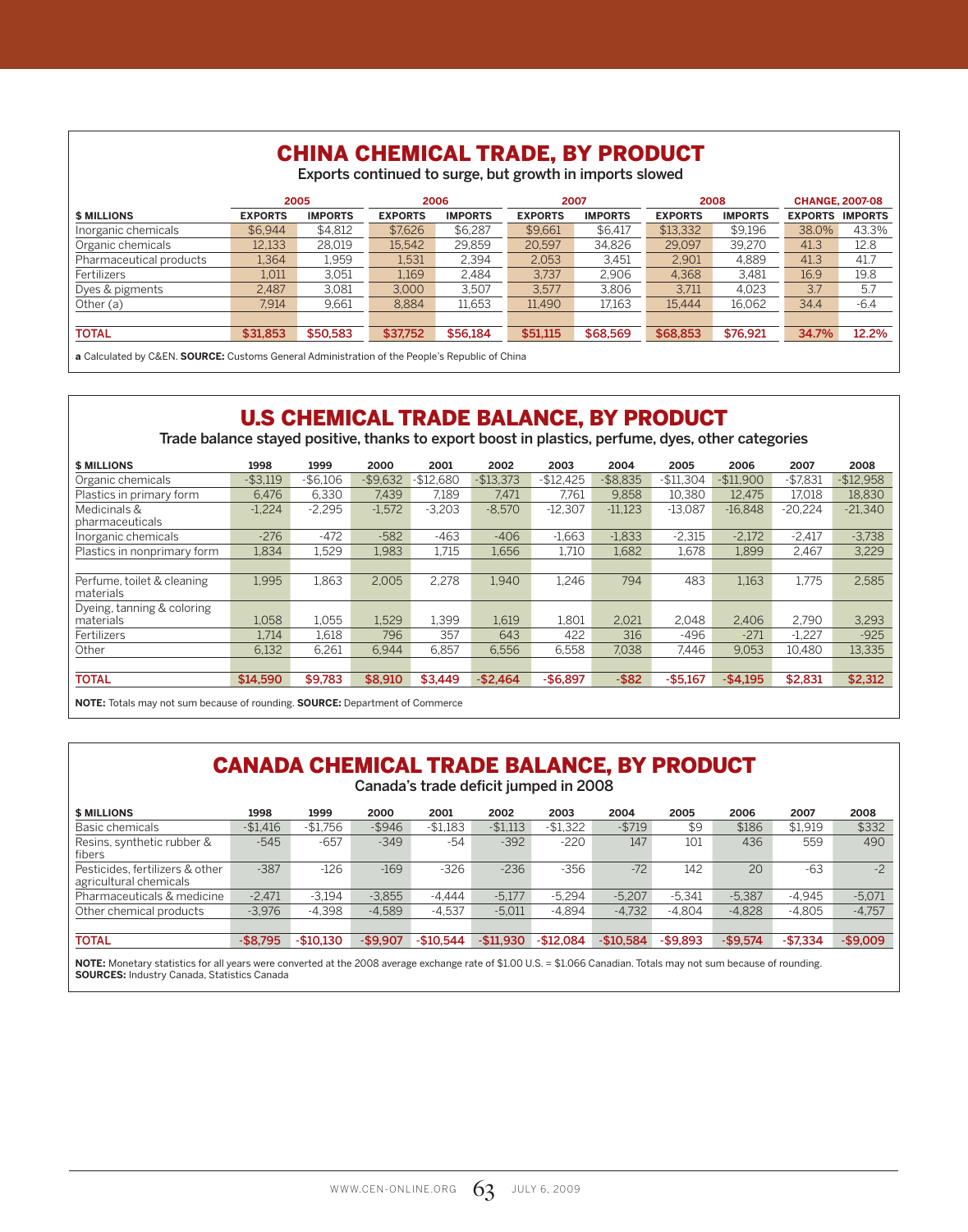## CHINA CHEMICAL TRADE, BY PRODUCT

Exports continued to surge, but growth in imports slowed

| $ MILLIONS | 2005 | | 2006 | | 2007 | | 2008 | | CHANGE, 2007-08 | |
|---|---|---|---|---|---|---|---|---|---|---|
| | EXPORTS | IMPORTS | EXPORTS | IMPORTS | EXPORTS | IMPORTS | EXPORTS | IMPORTS | EXPORTS | IMPORTS |
| Inorganic chemicals | $6,944 | $4,812 | $7,626 | $6,287 | $9,661 | $6,417 | $13,332 | $9,196 | 38.0% | 43.3% |
| Organic chemicals | 12,133 | 28,019 | 15,542 | 29,859 | 20,597 | 34,826 | 29,097 | 39,270 | 41.3 | 12.8 |
| Pharmaceutical products | 1,364 | 1,959 | 1,531 | 2,394 | 2,053 | 3,451 | 2,901 | 4,889 | 41.3 | 41.7 |
| Fertilizers | 1,011 | 3,051 | 1,169 | 2,484 | 3,737 | 2,906 | 4,368 | 3,481 | 16.9 | 19.8 |
| Dyes & pigments | 2,487 | 3,081 | 3,000 | 3,507 | 3,577 | 3,806 | 3,711 | 4,023 | 3.7 | 5.7 |
| Other (a) | 7,914 | 9,661 | 8,884 | 11,653 | 11,490 | 17,163 | 15,444 | 16,062 | 34.4 | -6.4 |
| **TOTAL** | **$31,853** | **$50,583** | **$37,752** | **$56,184** | **$51,115** | **$68,569** | **$68,853** | **$76,921** | **34.7%** | **12.2%** |

**a** Calculated by C&EN. **SOURCE:** Customs General Administration of the People's Republic of China

## U.S CHEMICAL TRADE BALANCE, BY PRODUCT

Trade balance stayed positive, thanks to export boost in plastics, perfume, dyes, other categories

| $ MILLIONS | 1998 | 1999 | 2000 | 2001 | 2002 | 2003 | 2004 | 2005 | 2006 | 2007 | 2008 |
|---|---|---|---|---|---|---|---|---|---|---|---|
| Organic chemicals | -$3,119 | -$6,106 | -$9,632 | -$12,680 | -$13,373 | -$12,425 | -$8,835 | -$11,304 | -$11,900 | -$7,831 | -$12,958 |
| Plastics in primary form | 6,476 | 6,330 | 7,439 | 7,189 | 7,471 | 7,761 | 9,858 | 10,380 | 12,475 | 17,018 | 18,830 |
| Medicinals & pharmaceuticals | -1,224 | -2,295 | -1,572 | -3,203 | -8,570 | -12,307 | -11,123 | -13,087 | -16,848 | -20,224 | -21,340 |
| Inorganic chemicals | -276 | -472 | -582 | -463 | -406 | -1,663 | -1,833 | -2,315 | -2,172 | -2,417 | -3,738 |
| Plastics in nonprimary form | 1,834 | 1,529 | 1,983 | 1,715 | 1,656 | 1,710 | 1,682 | 1,678 | 1,899 | 2,467 | 3,229 |
| Perfume, toilet & cleaning materials | 1,995 | 1,863 | 2,005 | 2,278 | 1,940 | 1,246 | 794 | 483 | 1,163 | 1,775 | 2,585 |
| Dyeing, tanning & coloring materials | 1,058 | 1,055 | 1,529 | 1,399 | 1,619 | 1,801 | 2,021 | 2,048 | 2,406 | 2,790 | 3,293 |
| Fertilizers | 1,714 | 1,618 | 796 | 357 | 643 | 422 | 316 | -496 | -271 | -1,227 | -925 |
| Other | 6,132 | 6,261 | 6,944 | 6,857 | 6,556 | 6,558 | 7,038 | 7,446 | 9,053 | 10,480 | 13,335 |
| **TOTAL** | **$14,590** | **$9,783** | **$8,910** | **$3,449** | **-$2,464** | **-$6,897** | **-$82** | **-$5,167** | **-$4,195** | **$2,831** | **$2,312** |

**NOTE:** Totals may not sum because of rounding. **SOURCE:** Department of Commerce

## CANADA CHEMICAL TRADE BALANCE, BY PRODUCT

Canada's trade deficit jumped in 2008

| $ MILLIONS | 1998 | 1999 | 2000 | 2001 | 2002 | 2003 | 2004 | 2005 | 2006 | 2007 | 2008 |
|---|---|---|---|---|---|---|---|---|---|---|---|
| Basic chemicals | -$1,416 | -$1,756 | -$946 | -$1,183 | -$1,113 | -$1,322 | -$719 | $9 | $186 | $1,919 | $332 |
| Resins, synthetic rubber & fibers | -545 | -657 | -349 | -54 | -392 | -220 | 147 | 101 | 436 | 559 | 490 |
| Pesticides, fertilizers & other agricultural chemicals | -387 | -126 | -169 | -326 | -236 | -356 | -72 | 142 | 20 | -63 | -2 |
| Pharmaceuticals & medicine | -2,471 | -3,194 | -3,855 | -4,444 | -5,177 | -5,294 | -5,207 | -5,341 | -5,387 | -4,945 | -5,071 |
| Other chemical products | -3,976 | -4,398 | -4,589 | -4,537 | -5,011 | -4,894 | -4,732 | -4,804 | -4,828 | -4,805 | -4,757 |
| **TOTAL** | **-$8,795** | **-$10,130** | **-$9,907** | **-$10,544** | **-$11,930** | **-$12,084** | **-$10,584** | **-$9,893** | **-$9,574** | **-$7,334** | **-$9,009** |

**NOTE:** Monetary statistics for all years were converted at the 2008 average exchange rate of $1.00 U.S. = $1.066 Canadian. Totals may not sum because of rounding.
**SOURCES:** Industry Canada, Statistics Canada